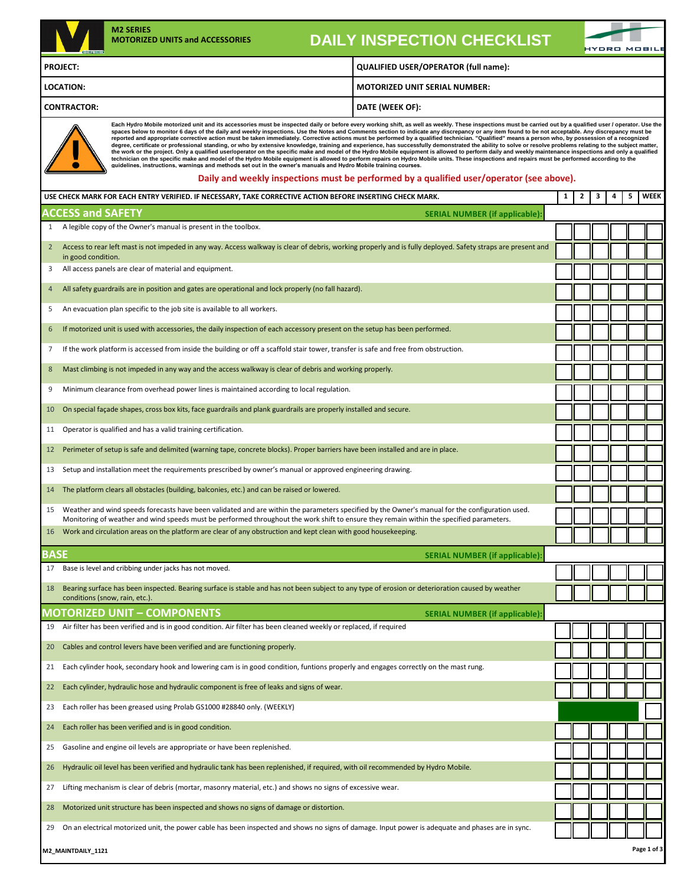**M2 SERIES**
**MOTORIZED UNITS and ACCESSORIES**

# DAILY INSPECTION CHECKLIST

HYDRO MOBILE

| PROJECT: | QUALIFIED USER/OPERATOR (full name): |
|---|---|
| LOCATION: | MOTORIZED UNIT SERIAL NUMBER: |
| CONTRACTOR: | DATE (WEEK OF): |

Each Hydro Mobile motorized unit and its accessories must be inspected daily or before every working shift, as well as weekly. These inspections must be carried out by a qualified user / operator. Use the spaces below to monitor 6 days of the daily and weekly inspections. Use the Notes and Comments section to indicate any discrepancy or any item found to be not acceptable. Any discrepancy must be reported and appropriate corrective action must be taken immediately. Corrective actions must be performed by a qualified technician. "Qualified" means a person who, by possession of a recognized degree, certificate or professional standing, or who by extensive knowledge, training and experience, has successfully demonstrated the ability to solve or resolve problems relating to the subject matter, the work or the project. Only a qualified user/operator on the specific make and model of the Hydro Mobile equipment is allowed to perform daily and weekly maintenance inspections and only a qualified technician on the specific make and model of the Hydro Mobile equipment is allowed to perform repairs on Hydro Mobile units. These inspections and repairs must be performed according to the guidelines, instructions, warnings and methods set out in the owner's manuals and Hydro Mobile training courses.

**Daily and weekly inspections must be performed by a qualified user/operator (see above).**

| # | USE CHECK MARK FOR EACH ENTRY VERIFIED. IF NECESSARY, TAKE CORRECTIVE ACTION BEFORE INSERTING CHECK MARK. | 1 | 2 | 3 | 4 | 5 | WEEK |
|---|---|---|---|---|---|---|---|
| | **ACCESS and SAFETY** — SERIAL NUMBER (if applicable): | | | | | | |
| 1 | A legible copy of the Owner's manual is present in the toolbox. | | | | | | |
| 2 | Access to rear left mast is not impeded in any way. Access walkway is clear of debris, working properly and is fully deployed. Safety straps are present and in good condition. | | | | | | |
| 3 | All access panels are clear of material and equipment. | | | | | | |
| 4 | All safety guardrails are in position and gates are operational and lock properly (no fall hazard). | | | | | | |
| 5 | An evacuation plan specific to the job site is available to all workers. | | | | | | |
| 6 | If motorized unit is used with accessories, the daily inspection of each accessory present on the setup has been performed. | | | | | | |
| 7 | If the work platform is accessed from inside the building or off a scaffold stair tower, transfer is safe and free from obstruction. | | | | | | |
| 8 | Mast climbing is not impeded in any way and the access walkway is clear of debris and working properly. | | | | | | |
| 9 | Minimum clearance from overhead power lines is maintained according to local regulation. | | | | | | |
| 10 | On special façade shapes, cross box kits, face guardrails and plank guardrails are properly installed and secure. | | | | | | |
| 11 | Operator is qualified and has a valid training certification. | | | | | | |
| 12 | Perimeter of setup is safe and delimited (warning tape, concrete blocks). Proper barriers have been installed and are in place. | | | | | | |
| 13 | Setup and installation meet the requirements prescribed by owner's manual or approved engineering drawing. | | | | | | |
| 14 | The platform clears all obstacles (building, balconies, etc.) and can be raised or lowered. | | | | | | |
| 15 | Weather and wind speeds forecasts have been validated and are within the parameters specified by the Owner's manual for the configuration used. Monitoring of weather and wind speeds must be performed throughout the work shift to ensure they remain within the specified parameters. | | | | | | |
| 16 | Work and circulation areas on the platform are clear of any obstruction and kept clean with good housekeeping. | | | | | | |
| | **BASE** — SERIAL NUMBER (if applicable): | | | | | | |
| 17 | Base is level and cribbing under jacks has not moved. | | | | | | |
| 18 | Bearing surface has been inspected. Bearing surface is stable and has not been subject to any type of erosion or deterioration caused by weather conditions (snow, rain, etc.). | | | | | | |
| | **MOTORIZED UNIT – COMPONENTS** — SERIAL NUMBER (if applicable): | | | | | | |
| 19 | Air filter has been verified and is in good condition. Air filter has been cleaned weekly or replaced, if required | | | | | | |
| 20 | Cables and control levers have been verified and are functioning properly. | | | | | | |
| 21 | Each cylinder hook, secondary hook and lowering cam is in good condition, funtions properly and engages correctly on the mast rung. | | | | | | |
| 22 | Each cylinder, hydraulic hose and hydraulic component is free of leaks and signs of wear. | | | | | | |
| 23 | Each roller has been greased using Prolab GS1000 #28840 only. (WEEKLY) | N/A | N/A | N/A | N/A | N/A | |
| 24 | Each roller has been verified and is in good condition. | | | | | | |
| 25 | Gasoline and engine oil levels are appropriate or have been replenished. | | | | | | |
| 26 | Hydraulic oil level has been verified and hydraulic tank has been replenished, if required, with oil recommended by Hydro Mobile. | | | | | | |
| 27 | Lifting mechanism is clear of debris (mortar, masonry material, etc.) and shows no signs of excessive wear. | | | | | | |
| 28 | Motorized unit structure has been inspected and shows no signs of damage or distortion. | | | | | | |
| 29 | On an electrical motorized unit, the power cable has been inspected and shows no signs of damage. Input power is adequate and phases are in sync. | | | | | | |

M2_MAINTDAILY_1121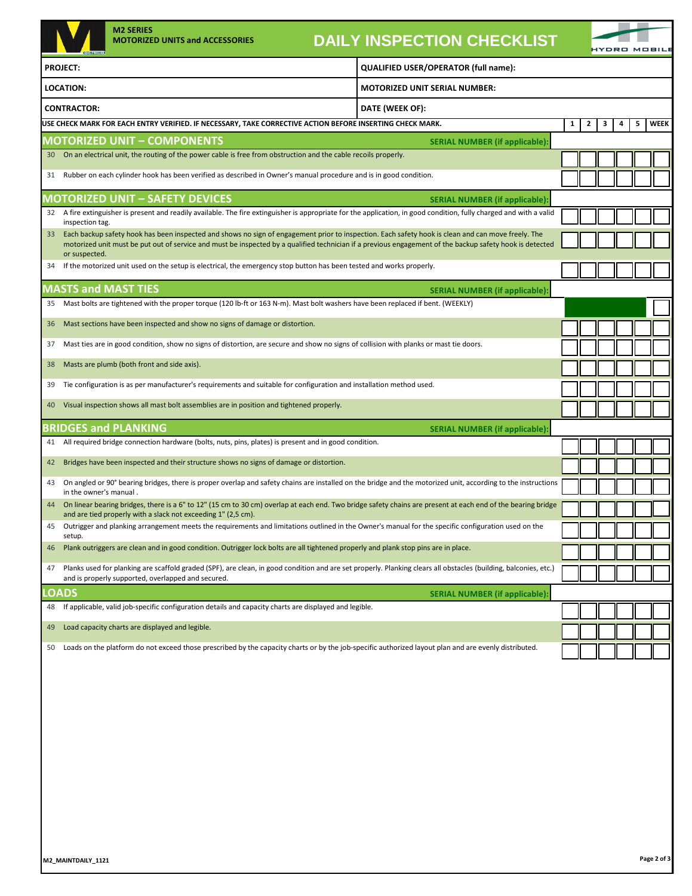**M2 SERIES**
**MOTORIZED UNITS and ACCESSORIES**

# DAILY INSPECTION CHECKLIST

| PROJECT: | QUALIFIED USER/OPERATOR (full name): |
|---|---|
| LOCATION: | MOTORIZED UNIT SERIAL NUMBER: |
| CONTRACTOR: | DATE (WEEK OF): |

USE CHECK MARK FOR EACH ENTRY VERIFIED. IF NECESSARY, TAKE CORRECTIVE ACTION BEFORE INSERTING CHECK MARK.

| # | Item | 1 | 2 | 3 | 4 | 5 | WEEK |
|---|---|---|---|---|---|---|---|
| | **MOTORIZED UNIT – COMPONENTS** — SERIAL NUMBER (if applicable): | | | | | | |
| 30 | On an electrical unit, the routing of the power cable is free from obstruction and the cable recoils properly. | | | | | | |
| 31 | Rubber on each cylinder hook has been verified as described in Owner's manual procedure and is in good condition. | | | | | | |
| | **MOTORIZED UNIT – SAFETY DEVICES** — SERIAL NUMBER (if applicable): | | | | | | |
| 32 | A fire extinguisher is present and readily available. The fire extinguisher is appropriate for the application, in good condition, fully charged and with a valid inspection tag. | | | | | | |
| 33 | Each backup safety hook has been inspected and shows no sign of engagement prior to inspection. Each safety hook is clean and can move freely. The motorized unit must be put out of service and must be inspected by a qualified technician if a previous engagement of the backup safety hook is detected or suspected. | | | | | | |
| 34 | If the motorized unit used on the setup is electrical, the emergency stop button has been tested and works properly. | | | | | | |
| | **MASTS and MAST TIES** — SERIAL NUMBER (if applicable): | | | | | | |
| 35 | Mast bolts are tightened with the proper torque (120 lb-ft or 163 N-m). Mast bolt washers have been replaced if bent. (WEEKLY) | | | | | | |
| 36 | Mast sections have been inspected and show no signs of damage or distortion. | | | | | | |
| 37 | Mast ties are in good condition, show no signs of distortion, are secure and show no signs of collision with planks or mast tie doors. | | | | | | |
| 38 | Masts are plumb (both front and side axis). | | | | | | |
| 39 | Tie configuration is as per manufacturer's requirements and suitable for configuration and installation method used. | | | | | | |
| 40 | Visual inspection shows all mast bolt assemblies are in position and tightened properly. | | | | | | |
| | **BRIDGES and PLANKING** — SERIAL NUMBER (if applicable): | | | | | | |
| 41 | All required bridge connection hardware (bolts, nuts, pins, plates) is present and in good condition. | | | | | | |
| 42 | Bridges have been inspected and their structure shows no signs of damage or distortion. | | | | | | |
| 43 | On angled or 90° bearing bridges, there is proper overlap and safety chains are installed on the bridge and the motorized unit, according to the instructions in the owner's manual . | | | | | | |
| 44 | On linear bearing bridges, there is a 6" to 12" (15 cm to 30 cm) overlap at each end. Two bridge safety chains are present at each end of the bearing bridge and are tied properly with a slack not exceeding 1" (2,5 cm). | | | | | | |
| 45 | Outrigger and planking arrangement meets the requirements and limitations outlined in the Owner's manual for the specific configuration used on the setup. | | | | | | |
| 46 | Plank outriggers are clean and in good condition. Outrigger lock bolts are all tightened properly and plank stop pins are in place. | | | | | | |
| 47 | Planks used for planking are scaffold graded (SPF), are clean, in good condition and are set properly. Planking clears all obstacles (building, balconies, etc.) and is properly supported, overlapped and secured. | | | | | | |
| | **LOADS** — SERIAL NUMBER (if applicable): | | | | | | |
| 48 | If applicable, valid job-specific configuration details and capacity charts are displayed and legible. | | | | | | |
| 49 | Load capacity charts are displayed and legible. | | | | | | |
| 50 | Loads on the platform do not exceed those prescribed by the capacity charts or by the job-specific authorized layout plan and are evenly distributed. | | | | | | |

M2_MAINTDAILY_1121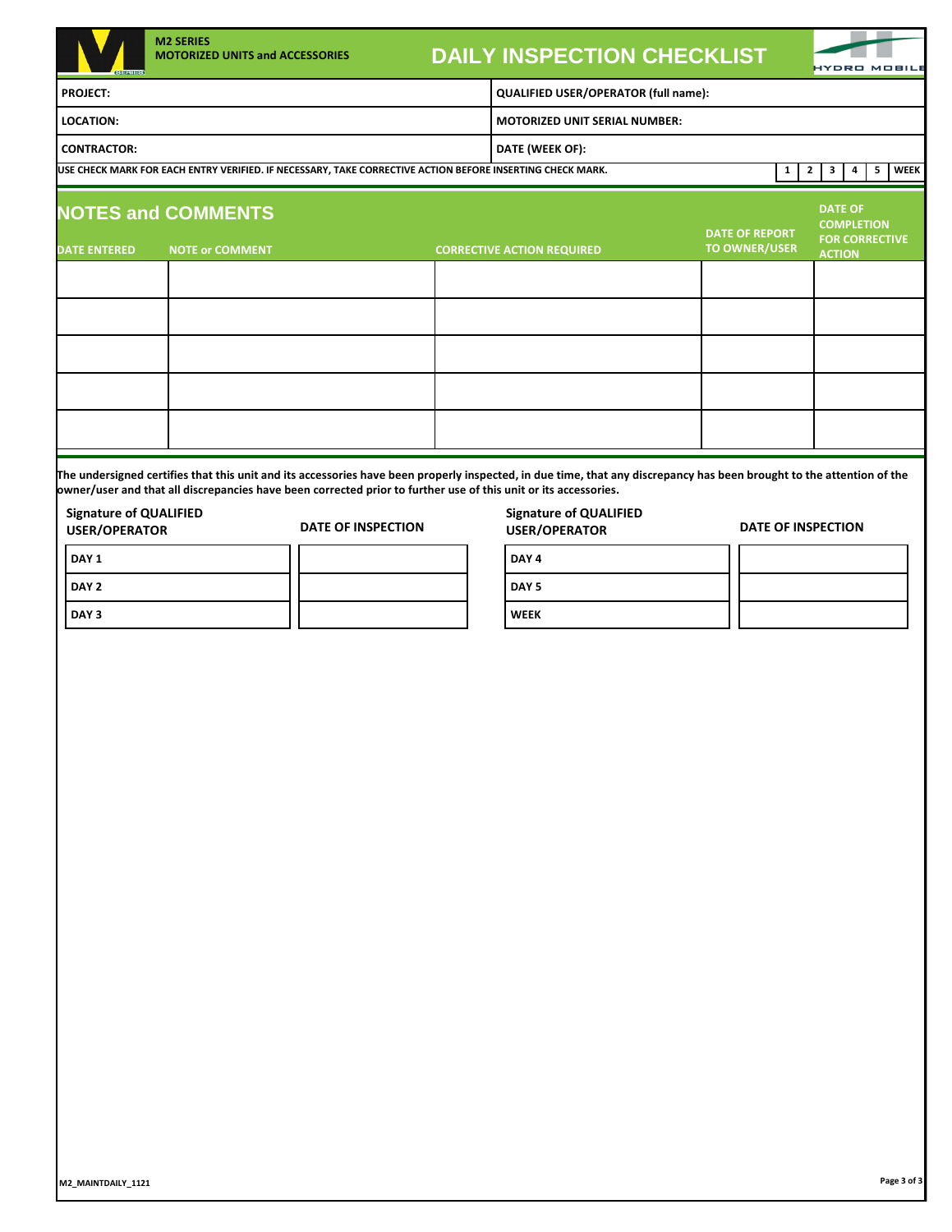M2 SERIES
MOTORIZED UNITS and ACCESSORIES

# DAILY INSPECTION CHECKLIST

HYDRO MOBILE

| | |
|---|---|
| PROJECT: | QUALIFIED USER/OPERATOR (full name): |
| LOCATION: | MOTORIZED UNIT SERIAL NUMBER: |
| CONTRACTOR: | DATE (WEEK OF): |

USE CHECK MARK FOR EACH ENTRY VERIFIED. IF NECESSARY, TAKE CORRECTIVE ACTION BEFORE INSERTING CHECK MARK.

| 1 | 2 | 3 | 4 | 5 | WEEK |
|---|---|---|---|---|---|

## NOTES and COMMENTS

| DATE ENTERED | NOTE or COMMENT | CORRECTIVE ACTION REQUIRED | DATE OF REPORT TO OWNER/USER | DATE OF COMPLETION FOR CORRECTIVE ACTION |
|---|---|---|---|---|
| | | | | |
| | | | | |
| | | | | |
| | | | | |
| | | | | |

**The undersigned certifies that this unit and its accessories have been properly inspected, in due time, that any discrepancy has been brought to the attention of the owner/user and that all discrepancies have been corrected prior to further use of this unit or its accessories.**

| Signature of QUALIFIED USER/OPERATOR | DATE OF INSPECTION | Signature of QUALIFIED USER/OPERATOR | DATE OF INSPECTION |
|---|---|---|---|
| DAY 1 | | DAY 4 | |
| DAY 2 | | DAY 5 | |
| DAY 3 | | WEEK | |

M2_MAINTDAILY_1121